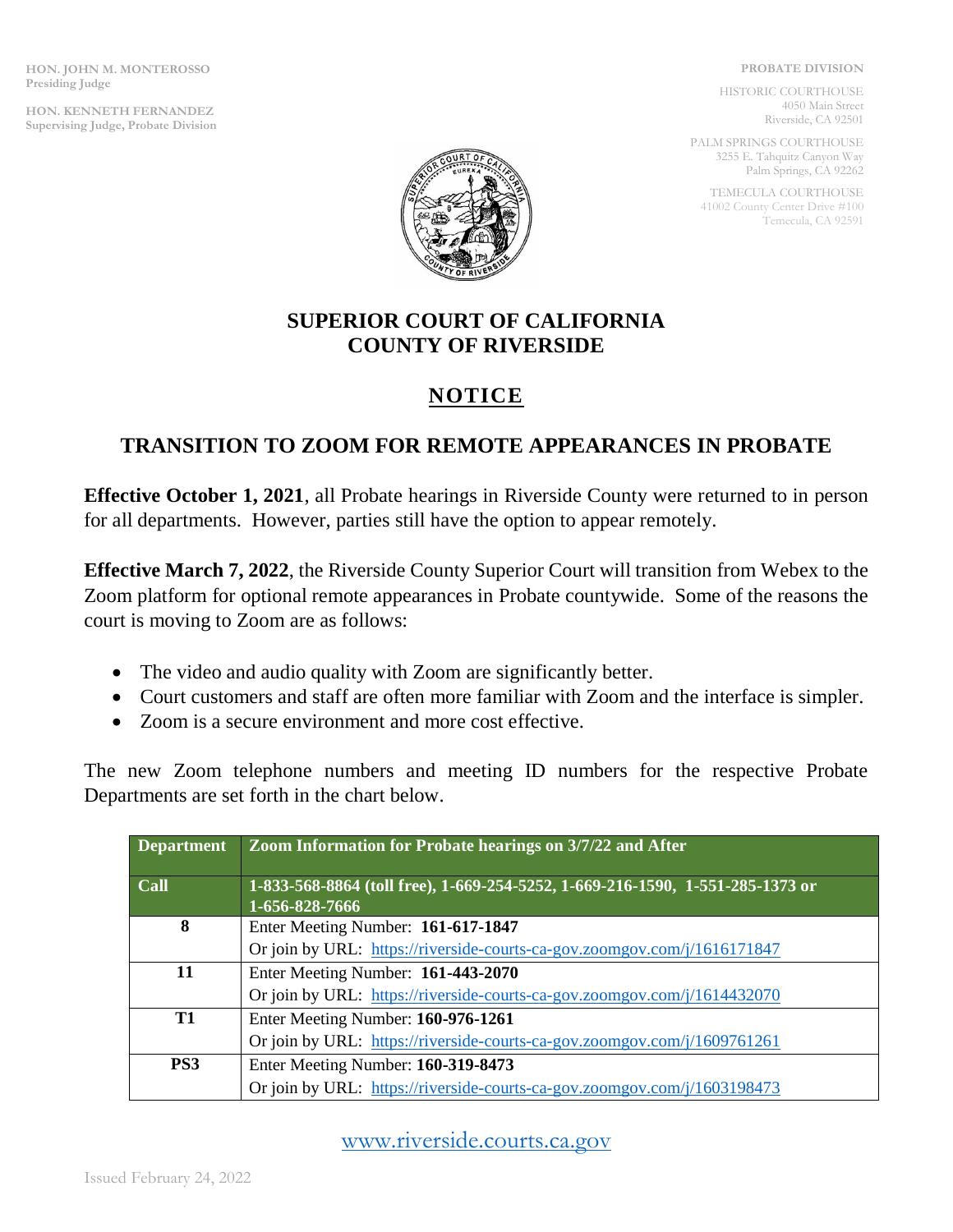**HON. JOHN M. MONTEROSSO**
**Presiding Judge**

**HON. KENNETH FERNANDEZ**
**Supervising Judge, Probate Division**

**PROBATE DIVISION**

HISTORIC COURTHOUSE
4050 Main Street
Riverside, CA 92501

PALM SPRINGS COURTHOUSE
3255 E. Tahquitz Canyon Way
Palm Springs, CA 92262

TEMECULA COURTHOUSE
41002 County Center Drive #100
Temecula, CA 92591

# SUPERIOR COURT OF CALIFORNIA COUNTY OF RIVERSIDE

## NOTICE

## TRANSITION TO ZOOM FOR REMOTE APPEARANCES IN PROBATE

**Effective October 1, 2021**, all Probate hearings in Riverside County were returned to in person for all departments. However, parties still have the option to appear remotely.

**Effective March 7, 2022**, the Riverside County Superior Court will transition from Webex to the Zoom platform for optional remote appearances in Probate countywide. Some of the reasons the court is moving to Zoom are as follows:

- The video and audio quality with Zoom are significantly better.
- Court customers and staff are often more familiar with Zoom and the interface is simpler.
- Zoom is a secure environment and more cost effective.

The new Zoom telephone numbers and meeting ID numbers for the respective Probate Departments are set forth in the chart below.

| Department | Zoom Information for Probate hearings on 3/7/22 and After |
|---|---|
| **Call** | **1-833-568-8864 (toll free), 1-669-254-5252, 1-669-216-1590, 1-551-285-1373 or 1-656-828-7666** |
| **8** | Enter Meeting Number: **161-617-1847**<br>Or join by URL: https://riverside-courts-ca-gov.zoomgov.com/j/1616171847 |
| **11** | Enter Meeting Number: **161-443-2070**<br>Or join by URL: https://riverside-courts-ca-gov.zoomgov.com/j/1614432070 |
| **T1** | Enter Meeting Number: **160-976-1261**<br>Or join by URL: https://riverside-courts-ca-gov.zoomgov.com/j/1609761261 |
| **PS3** | Enter Meeting Number: **160-319-8473**<br>Or join by URL: https://riverside-courts-ca-gov.zoomgov.com/j/1603198473 |

www.riverside.courts.ca.gov

Issued February 24, 2022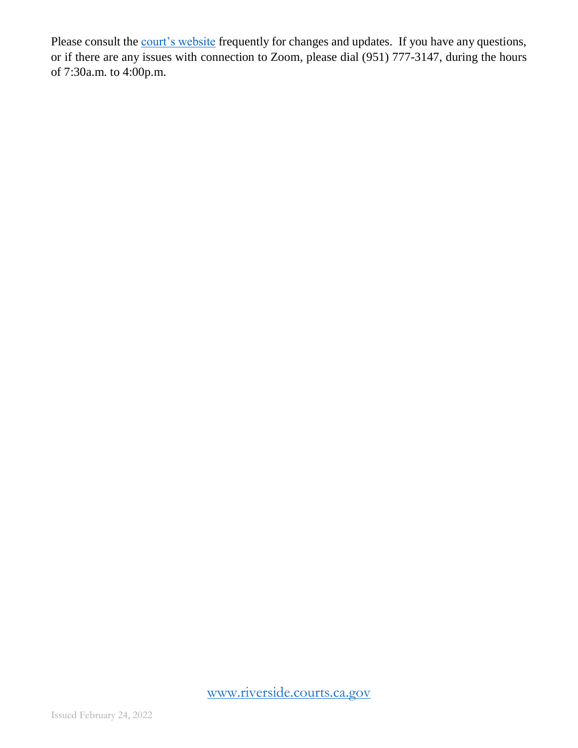Please consult the court's website frequently for changes and updates. If you have any questions, or if there are any issues with connection to Zoom, please dial (951) 777-3147, during the hours of 7:30a.m. to 4:00p.m.

www.riverside.courts.ca.gov

Issued February 24, 2022